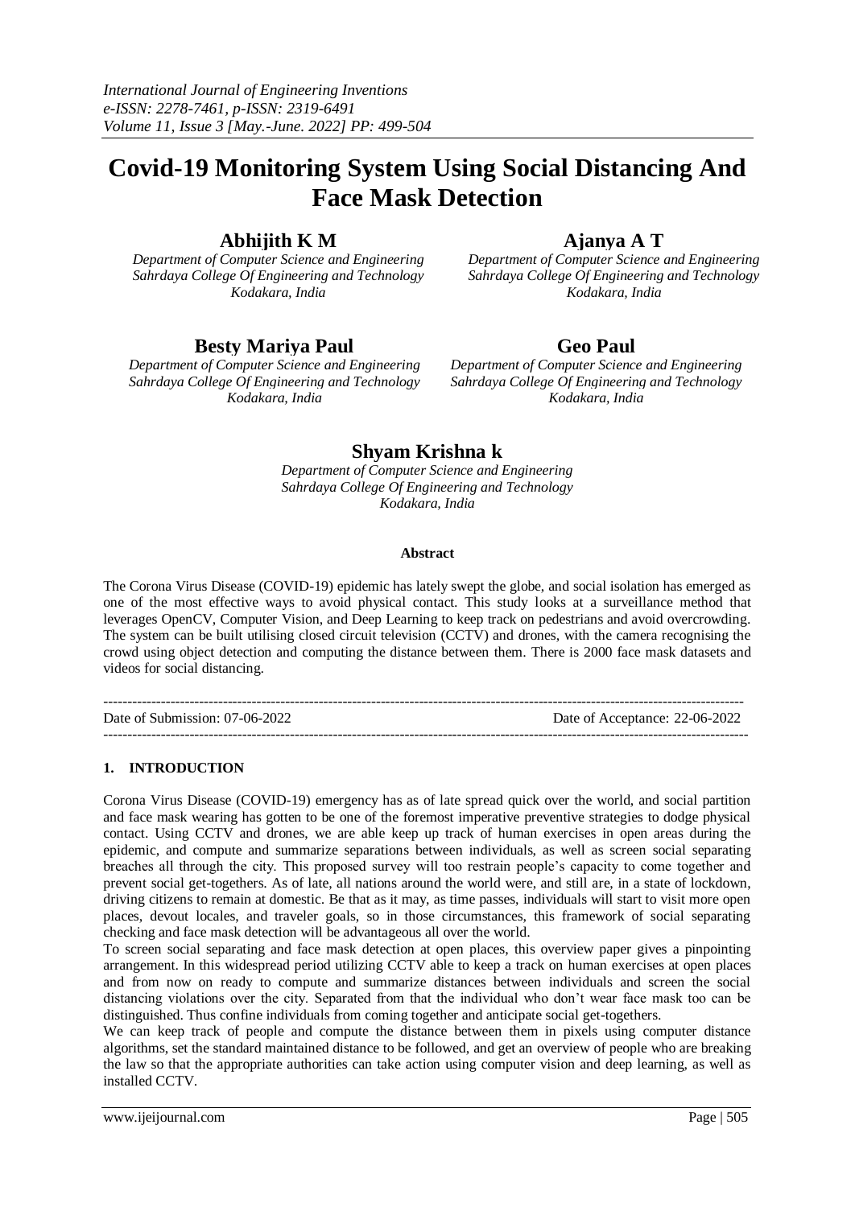# Covid-19 Monitoring System Using Social Distancing And Face Mask Detection

**Abhijith K M**
*Department of Computer Science and Engineering*
*Sahrdaya College Of Engineering and Technology*
*Kodakara, India*

**Ajanya A T**
*Department of Computer Science and Engineering*
*Sahrdaya College Of Engineering and Technology*
*Kodakara, India*

**Besty Mariya Paul**
*Department of Computer Science and Engineering*
*Sahrdaya College Of Engineering and Technology*
*Kodakara, India*

**Geo Paul**
*Department of Computer Science and Engineering*
*Sahrdaya College Of Engineering and Technology*
*Kodakara, India*

**Shyam Krishna k**
*Department of Computer Science and Engineering*
*Sahrdaya College Of Engineering and Technology*
*Kodakara, India*

**Abstract**

The Corona Virus Disease (COVID-19) epidemic has lately swept the globe, and social isolation has emerged as one of the most effective ways to avoid physical contact. This study looks at a surveillance method that leverages OpenCV, Computer Vision, and Deep Learning to keep track on pedestrians and avoid overcrowding. The system can be built utilising closed circuit television (CCTV) and drones, with the camera recognising the crowd using object detection and computing the distance between them. There is 2000 face mask datasets and videos for social distancing.

---

Date of Submission: 07-06-2022 Date of Acceptance: 22-06-2022

---

## 1. INTRODUCTION

Corona Virus Disease (COVID-19) emergency has as of late spread quick over the world, and social partition and face mask wearing has gotten to be one of the foremost imperative preventive strategies to dodge physical contact. Using CCTV and drones, we are able keep up track of human exercises in open areas during the epidemic, and compute and summarize separations between individuals, as well as screen social separating breaches all through the city. This proposed survey will too restrain people's capacity to come together and prevent social get-togethers. As of late, all nations around the world were, and still are, in a state of lockdown, driving citizens to remain at domestic. Be that as it may, as time passes, individuals will start to visit more open places, devout locales, and traveler goals, so in those circumstances, this framework of social separating checking and face mask detection will be advantageous all over the world.

To screen social separating and face mask detection at open places, this overview paper gives a pinpointing arrangement. In this widespread period utilizing CCTV able to keep a track on human exercises at open places and from now on ready to compute and summarize distances between individuals and screen the social distancing violations over the city. Separated from that the individual who don't wear face mask too can be distinguished. Thus confine individuals from coming together and anticipate social get-togethers.

We can keep track of people and compute the distance between them in pixels using computer distance algorithms, set the standard maintained distance to be followed, and get an overview of people who are breaking the law so that the appropriate authorities can take action using computer vision and deep learning, as well as installed CCTV.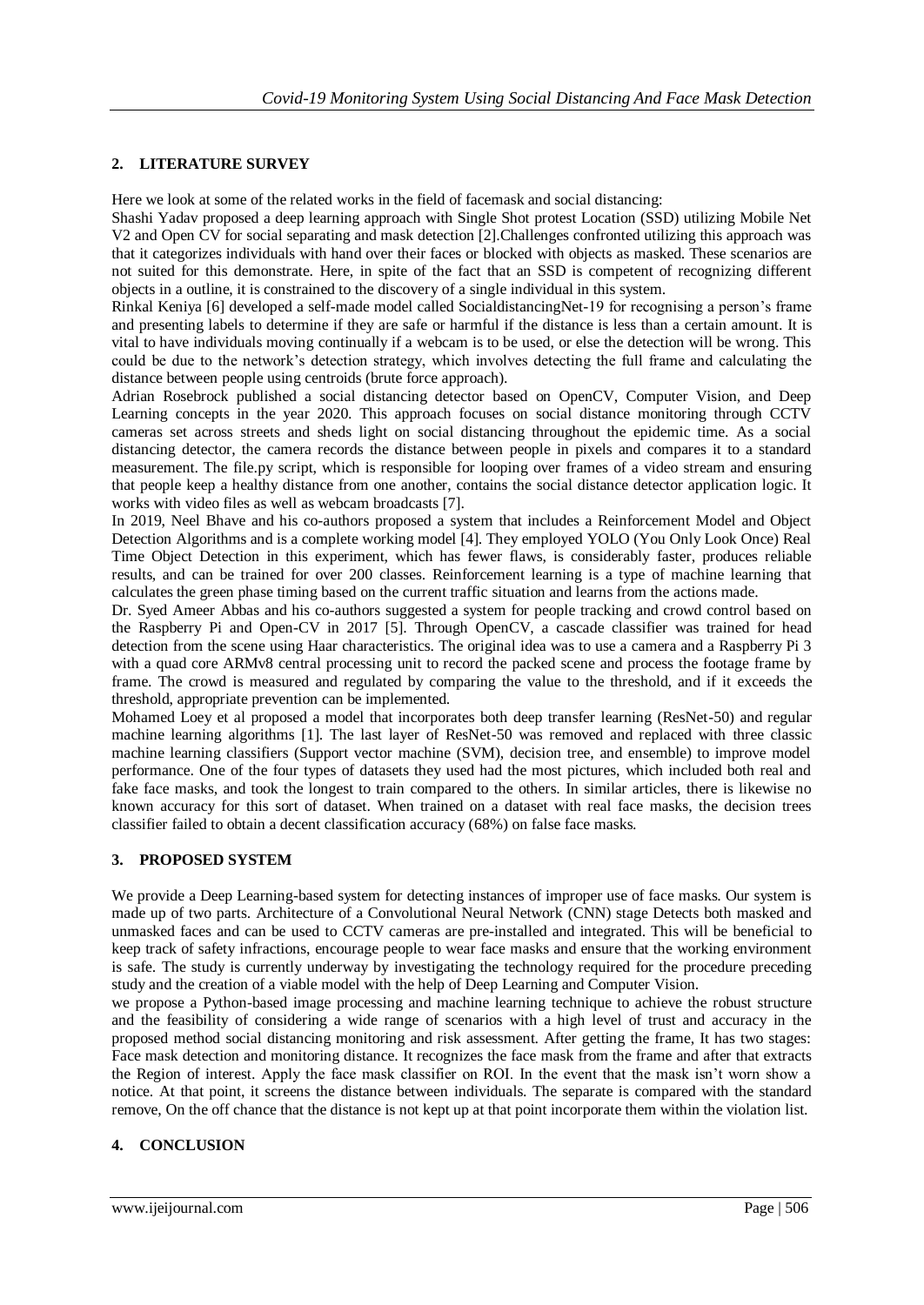## 2. LITERATURE SURVEY

Here we look at some of the related works in the field of facemask and social distancing:

Shashi Yadav proposed a deep learning approach with Single Shot protest Location (SSD) utilizing Mobile Net V2 and Open CV for social separating and mask detection [2].Challenges confronted utilizing this approach was that it categorizes individuals with hand over their faces or blocked with objects as masked. These scenarios are not suited for this demonstrate. Here, in spite of the fact that an SSD is competent of recognizing different objects in a outline, it is constrained to the discovery of a single individual in this system.

Rinkal Keniya [6] developed a self-made model called SocialdistancingNet-19 for recognising a person's frame and presenting labels to determine if they are safe or harmful if the distance is less than a certain amount. It is vital to have individuals moving continually if a webcam is to be used, or else the detection will be wrong. This could be due to the network's detection strategy, which involves detecting the full frame and calculating the distance between people using centroids (brute force approach).

Adrian Rosebrock published a social distancing detector based on OpenCV, Computer Vision, and Deep Learning concepts in the year 2020. This approach focuses on social distance monitoring through CCTV cameras set across streets and sheds light on social distancing throughout the epidemic time. As a social distancing detector, the camera records the distance between people in pixels and compares it to a standard measurement. The file.py script, which is responsible for looping over frames of a video stream and ensuring that people keep a healthy distance from one another, contains the social distance detector application logic. It works with video files as well as webcam broadcasts [7].

In 2019, Neel Bhave and his co-authors proposed a system that includes a Reinforcement Model and Object Detection Algorithms and is a complete working model [4]. They employed YOLO (You Only Look Once) Real Time Object Detection in this experiment, which has fewer flaws, is considerably faster, produces reliable results, and can be trained for over 200 classes. Reinforcement learning is a type of machine learning that calculates the green phase timing based on the current traffic situation and learns from the actions made.

Dr. Syed Ameer Abbas and his co-authors suggested a system for people tracking and crowd control based on the Raspberry Pi and Open-CV in 2017 [5]. Through OpenCV, a cascade classifier was trained for head detection from the scene using Haar characteristics. The original idea was to use a camera and a Raspberry Pi 3 with a quad core ARMv8 central processing unit to record the packed scene and process the footage frame by frame. The crowd is measured and regulated by comparing the value to the threshold, and if it exceeds the threshold, appropriate prevention can be implemented.

Mohamed Loey et al proposed a model that incorporates both deep transfer learning (ResNet-50) and regular machine learning algorithms [1]. The last layer of ResNet-50 was removed and replaced with three classic machine learning classifiers (Support vector machine (SVM), decision tree, and ensemble) to improve model performance. One of the four types of datasets they used had the most pictures, which included both real and fake face masks, and took the longest to train compared to the others. In similar articles, there is likewise no known accuracy for this sort of dataset. When trained on a dataset with real face masks, the decision trees classifier failed to obtain a decent classification accuracy (68%) on false face masks.

## 3. PROPOSED SYSTEM

We provide a Deep Learning-based system for detecting instances of improper use of face masks. Our system is made up of two parts. Architecture of a Convolutional Neural Network (CNN) stage Detects both masked and unmasked faces and can be used to CCTV cameras are pre-installed and integrated. This will be beneficial to keep track of safety infractions, encourage people to wear face masks and ensure that the working environment is safe. The study is currently underway by investigating the technology required for the procedure preceding study and the creation of a viable model with the help of Deep Learning and Computer Vision.

we propose a Python-based image processing and machine learning technique to achieve the robust structure and the feasibility of considering a wide range of scenarios with a high level of trust and accuracy in the proposed method social distancing monitoring and risk assessment. After getting the frame, It has two stages: Face mask detection and monitoring distance. It recognizes the face mask from the frame and after that extracts the Region of interest. Apply the face mask classifier on ROI. In the event that the mask isn't worn show a notice. At that point, it screens the distance between individuals. The separate is compared with the standard remove, On the off chance that the distance is not kept up at that point incorporate them within the violation list.

## 4. CONCLUSION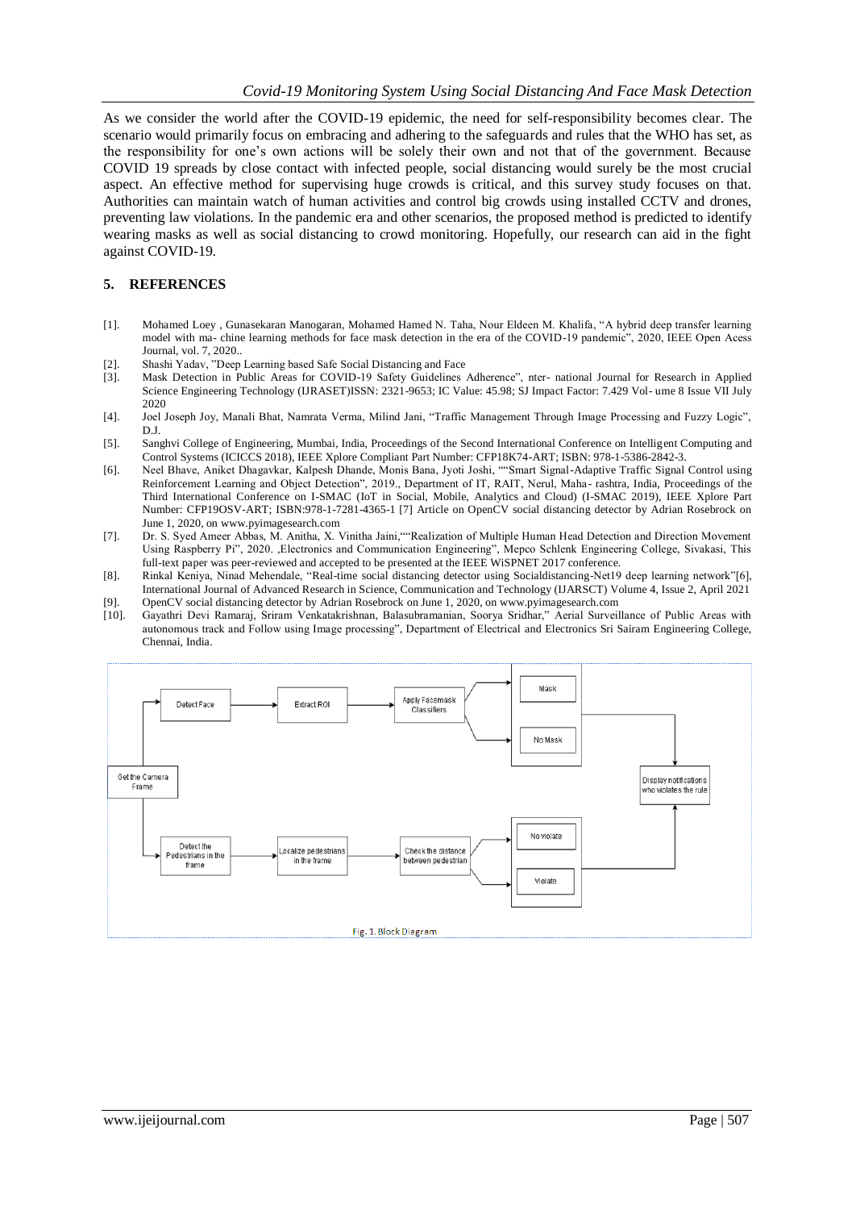As we consider the world after the COVID-19 epidemic, the need for self-responsibility becomes clear. The scenario would primarily focus on embracing and adhering to the safeguards and rules that the WHO has set, as the responsibility for one's own actions will be solely their own and not that of the government. Because COVID 19 spreads by close contact with infected people, social distancing would surely be the most crucial aspect. An effective method for supervising huge crowds is critical, and this survey study focuses on that. Authorities can maintain watch of human activities and control big crowds using installed CCTV and drones, preventing law violations. In the pandemic era and other scenarios, the proposed method is predicted to identify wearing masks as well as social distancing to crowd monitoring. Hopefully, our research can aid in the fight against COVID-19.

## 5. REFERENCES

[1]. Mohamed Loey , Gunasekaran Manogaran, Mohamed Hamed N. Taha, Nour Eldeen M. Khalifa, "A hybrid deep transfer learning model with ma- chine learning methods for face mask detection in the era of the COVID-19 pandemic", 2020, IEEE Open Acess Journal, vol. 7, 2020..

[2]. Shashi Yadav, "Deep Learning based Safe Social Distancing and Face

[3]. Mask Detection in Public Areas for COVID-19 Safety Guidelines Adherence", nter- national Journal for Research in Applied Science Engineering Technology (IJRASET)ISSN: 2321-9653; IC Value: 45.98; SJ Impact Factor: 7.429 Vol- ume 8 Issue VII July 2020

[4]. Joel Joseph Joy, Manali Bhat, Namrata Verma, Milind Jani, "Traffic Management Through Image Processing and Fuzzy Logic", D.J.

[5]. Sanghvi College of Engineering, Mumbai, India, Proceedings of the Second International Conference on Intelligent Computing and Control Systems (ICICCS 2018), IEEE Xplore Compliant Part Number: CFP18K74-ART; ISBN: 978-1-5386-2842-3.

[6]. Neel Bhave, Aniket Dhagavkar, Kalpesh Dhande, Monis Bana, Jyoti Joshi, ""Smart Signal-Adaptive Traffic Signal Control using Reinforcement Learning and Object Detection", 2019., Department of IT, RAIT, Nerul, Maha- rashtra, India, Proceedings of the Third International Conference on I-SMAC (IoT in Social, Mobile, Analytics and Cloud) (I-SMAC 2019), IEEE Xplore Part Number: CFP19OSV-ART; ISBN:978-1-7281-4365-1 [7] Article on OpenCV social distancing detector by Adrian Rosebrock on June 1, 2020, on www.pyimagesearch.com

[7]. Dr. S. Syed Ameer Abbas, M. Anitha, X. Vinitha Jaini,""Realization of Multiple Human Head Detection and Direction Movement Using Raspberry Pi", 2020. ,Electronics and Communication Engineering", Mepco Schlenk Engineering College, Sivakasi, This full-text paper was peer-reviewed and accepted to be presented at the IEEE WiSPNET 2017 conference.

[8]. Rinkal Keniya, Ninad Mehendale, "Real-time social distancing detector using Socialdistancing-Net19 deep learning network"[6], International Journal of Advanced Research in Science, Communication and Technology (IJARSCT) Volume 4, Issue 2, April 2021

[9]. OpenCV social distancing detector by Adrian Rosebrock on June 1, 2020, on www.pyimagesearch.com

[10]. Gayathri Devi Ramaraj, Sriram Venkatakrishnan, Balasubramanian, Soorya Sridhar," Aerial Surveillance of Public Areas with autonomous track and Follow using Image processing", Department of Electrical and Electronics Sri Sairam Engineering College, Chennai, India.

Get the Camera Frame
Detect Face
Extract ROI
Apply Facemask Classifiers
Mask
No Mask
Detect the Pedestrians in the frame
Localize pedestrians in the frame
Check the distance between pedestrian
No violate
Violate
Display notifications who violates the rule

Fig. 1. Block Diagram